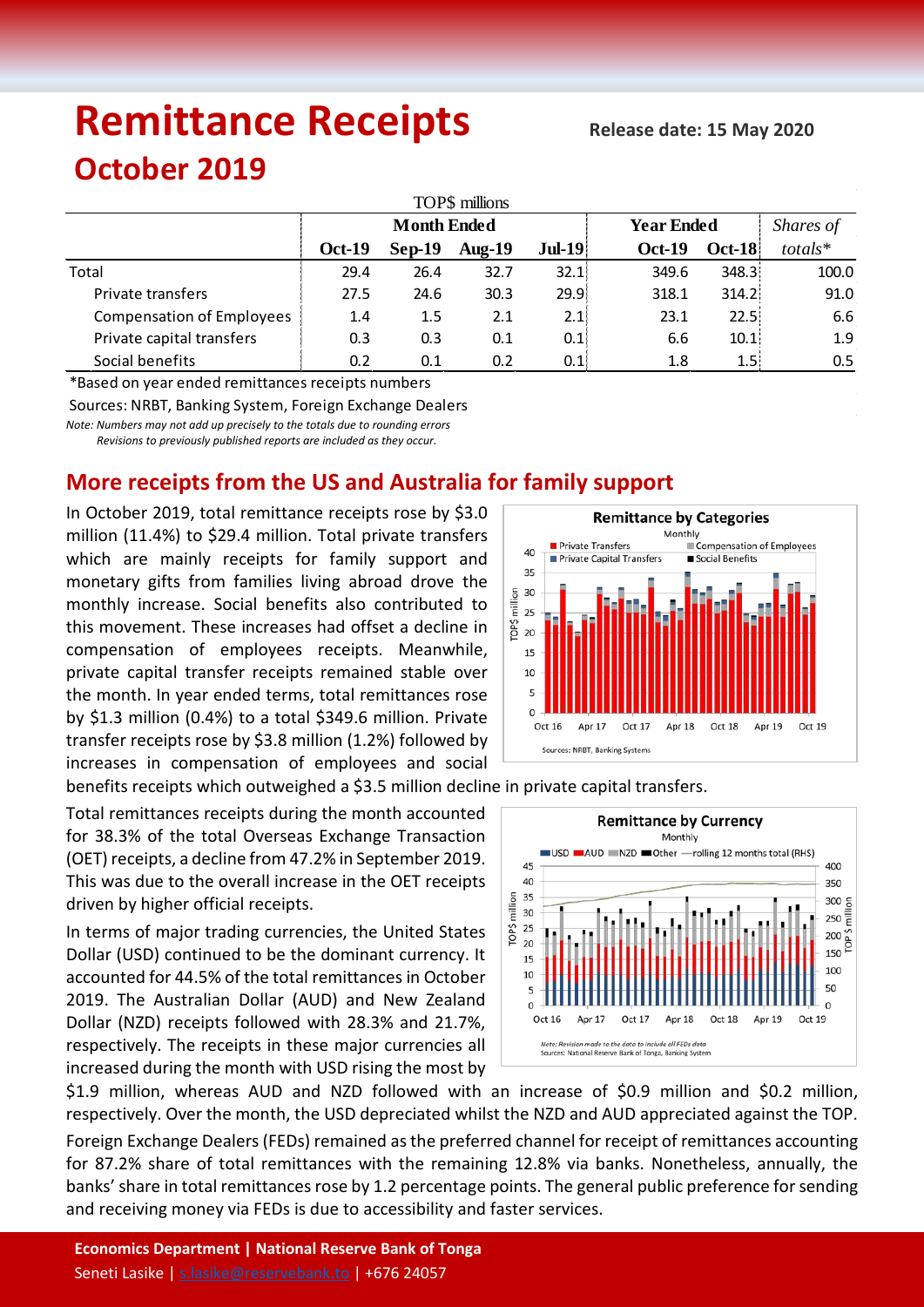# Remittance Receipts

**Release date: 15 May 2020**

## October 2019

TOP$ millions

| | Month Ended | | | | Year Ended | | *Shares of* |
|---|---|---|---|---|---|---|---|
| | **Oct-19** | **Sep-19** | **Aug-19** | **Jul-19** | **Oct-19** | **Oct-18** | *totals** |
| Total | 29.4 | 26.4 | 32.7 | 32.1 | 349.6 | 348.3 | 100.0 |
| Private transfers | 27.5 | 24.6 | 30.3 | 29.9 | 318.1 | 314.2 | 91.0 |
| Compensation of Employees | 1.4 | 1.5 | 2.1 | 2.1 | 23.1 | 22.5 | 6.6 |
| Private capital transfers | 0.3 | 0.3 | 0.1 | 0.1 | 6.6 | 10.1 | 1.9 |
| Social benefits | 0.2 | 0.1 | 0.2 | 0.1 | 1.8 | 1.5 | 0.5 |

*Based on year ended remittances receipts numbers

Sources: NRBT, Banking System, Foreign Exchange Dealers

*Note: Numbers may not add up precisely to the totals due to rounding errors*
*Revisions to previously published reports are included as they occur.*

## More receipts from the US and Australia for family support

In October 2019, total remittance receipts rose by $3.0 million (11.4%) to $29.4 million. Total private transfers which are mainly receipts for family support and monetary gifts from families living abroad drove the monthly increase. Social benefits also contributed to this movement. These increases had offset a decline in compensation of employees receipts. Meanwhile, private capital transfer receipts remained stable over the month. In year ended terms, total remittances rose by $1.3 million (0.4%) to a total $349.6 million. Private transfer receipts rose by $3.8 million (1.2%) followed by increases in compensation of employees and social benefits receipts which outweighed a $3.5 million decline in private capital transfers.

Total remittances receipts during the month accounted for 38.3% of the total Overseas Exchange Transaction (OET) receipts, a decline from 47.2% in September 2019. This was due to the overall increase in the OET receipts driven by higher official receipts.

In terms of major trading currencies, the United States Dollar (USD) continued to be the dominant currency. It accounted for 44.5% of the total remittances in October 2019. The Australian Dollar (AUD) and New Zealand Dollar (NZD) receipts followed with 28.3% and 21.7%, respectively. The receipts in these major currencies all increased during the month with USD rising the most by $1.9 million, whereas AUD and NZD followed with an increase of $0.9 million and $0.2 million, respectively. Over the month, the USD depreciated whilst the NZD and AUD appreciated against the TOP.

Foreign Exchange Dealers (FEDs) remained as the preferred channel for receipt of remittances accounting for 87.2% share of total remittances with the remaining 12.8% via banks. Nonetheless, annually, the banks' share in total remittances rose by 1.2 percentage points. The general public preference for sending and receiving money via FEDs is due to accessibility and faster services.

**Economics Department | National Reserve Bank of Tonga**
Seneti Lasike | s.lasike@reservebank.to | +676 24057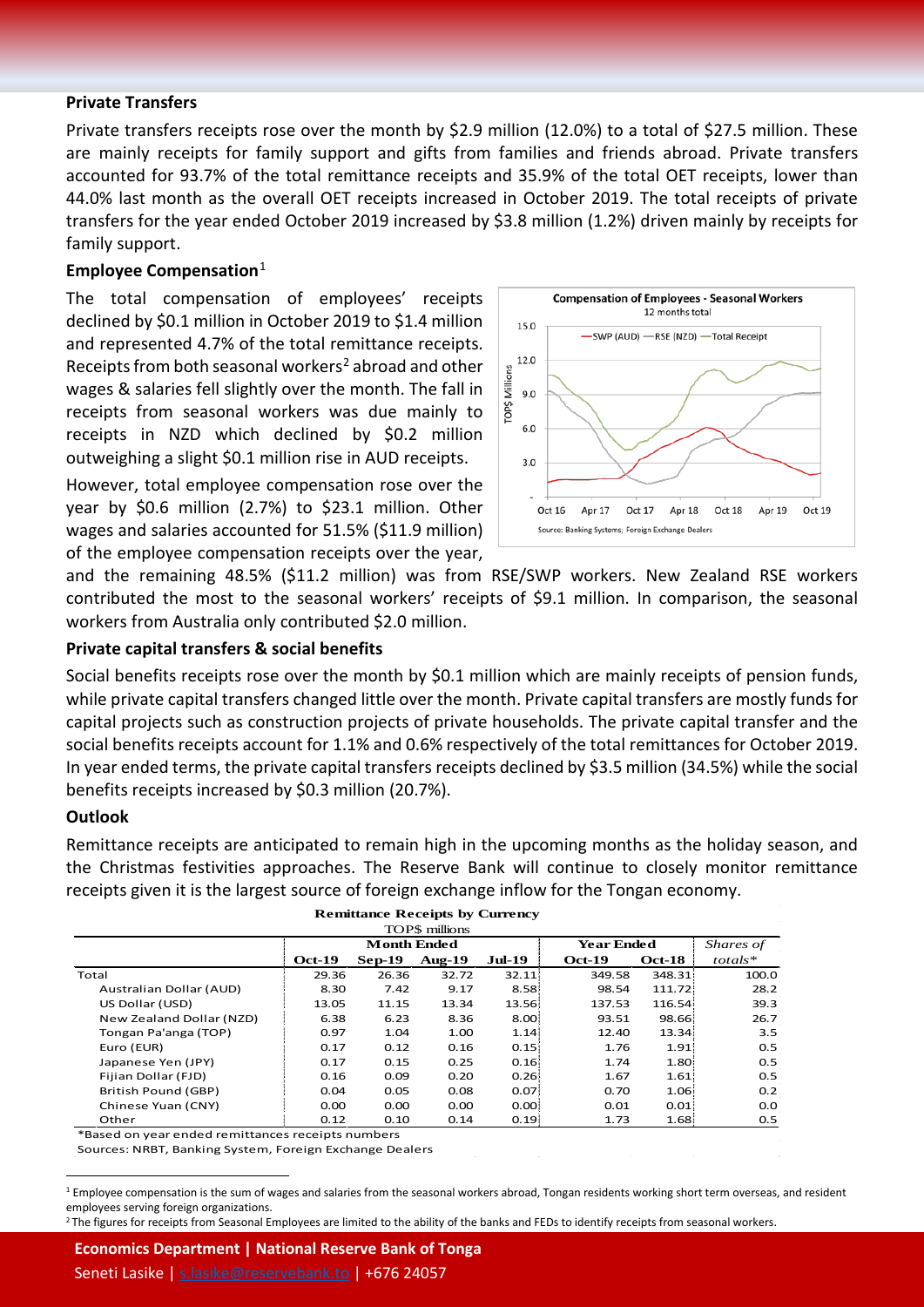### Private Transfers

Private transfers receipts rose over the month by $2.9 million (12.0%) to a total of $27.5 million. These are mainly receipts for family support and gifts from families and friends abroad. Private transfers accounted for 93.7% of the total remittance receipts and 35.9% of the total OET receipts, lower than 44.0% last month as the overall OET receipts increased in October 2019. The total receipts of private transfers for the year ended October 2019 increased by $3.8 million (1.2%) driven mainly by receipts for family support.

### Employee Compensation[1]

The total compensation of employees' receipts declined by $0.1 million in October 2019 to $1.4 million and represented 4.7% of the total remittance receipts. Receipts from both seasonal workers[2] abroad and other wages & salaries fell slightly over the month. The fall in receipts from seasonal workers was due mainly to receipts in NZD which declined by $0.2 million outweighing a slight $0.1 million rise in AUD receipts.

Compensation of Employees - Seasonal Workers
12 months total
SWP (AUD) RSE (NZD) Total Receipt
TOP$ Millions
15.0
12.0
9.0
6.0
3.0
-
Oct 16 Apr 17 Oct 17 Apr 18 Oct 18 Apr 19 Oct 19
Source: Banking Systems; Foreign Exchange Dealers

However, total employee compensation rose over the year by $0.6 million (2.7%) to $23.1 million. Other wages and salaries accounted for 51.5% ($11.9 million) of the employee compensation receipts over the year, and the remaining 48.5% ($11.2 million) was from RSE/SWP workers. New Zealand RSE workers contributed the most to the seasonal workers' receipts of $9.1 million. In comparison, the seasonal workers from Australia only contributed $2.0 million.

### Private capital transfers & social benefits

Social benefits receipts rose over the month by $0.1 million which are mainly receipts of pension funds, while private capital transfers changed little over the month. Private capital transfers are mostly funds for capital projects such as construction projects of private households. The private capital transfer and the social benefits receipts account for 1.1% and 0.6% respectively of the total remittances for October 2019. In year ended terms, the private capital transfers receipts declined by $3.5 million (34.5%) while the social benefits receipts increased by $0.3 million (20.7%).

### Outlook

Remittance receipts are anticipated to remain high in the upcoming months as the holiday season, and the Christmas festivities approaches. The Reserve Bank will continue to closely monitor remittance receipts given it is the largest source of foreign exchange inflow for the Tongan economy.

**Remittance Receipts by Currency**
TOP$ millions

| | Month Ended | | | | Year Ended | | *Shares of* |
|---|---|---|---|---|---|---|---|
| | Oct-19 | Sep-19 | Aug-19 | Jul-19 | Oct-19 | Oct-18 | *totals\** |
| Total | 29.36 | 26.36 | 32.72 | 32.11 | 349.58 | 348.31 | 100.0 |
| Australian Dollar (AUD) | 8.30 | 7.42 | 9.17 | 8.58 | 98.54 | 111.72 | 28.2 |
| US Dollar (USD) | 13.05 | 11.15 | 13.34 | 13.56 | 137.53 | 116.54 | 39.3 |
| New Zealand Dollar (NZD) | 6.38 | 6.23 | 8.36 | 8.00 | 93.51 | 98.66 | 26.7 |
| Tongan Pa'anga (TOP) | 0.97 | 1.04 | 1.00 | 1.14 | 12.40 | 13.34 | 3.5 |
| Euro (EUR) | 0.17 | 0.12 | 0.16 | 0.15 | 1.76 | 1.91 | 0.5 |
| Japanese Yen (JPY) | 0.17 | 0.15 | 0.25 | 0.16 | 1.74 | 1.80 | 0.5 |
| Fijian Dollar (FJD) | 0.16 | 0.09 | 0.20 | 0.26 | 1.67 | 1.61 | 0.5 |
| British Pound (GBP) | 0.04 | 0.05 | 0.08 | 0.07 | 0.70 | 1.06 | 0.2 |
| Chinese Yuan (CNY) | 0.00 | 0.00 | 0.00 | 0.00 | 0.01 | 0.01 | 0.0 |
| Other | 0.12 | 0.10 | 0.14 | 0.19 | 1.73 | 1.68 | 0.5 |

*Based on year ended remittances receipts numbers

Sources: NRBT, Banking System, Foreign Exchange Dealers

[1] Employee compensation is the sum of wages and salaries from the seasonal workers abroad, Tongan residents working short term overseas, and resident employees serving foreign organizations.

[2] The figures for receipts from Seasonal Employees are limited to the ability of the banks and FEDs to identify receipts from seasonal workers.

**Economics Department | National Reserve Bank of Tonga**
Seneti Lasike | s.lasike@reservebank.to | +676 24057